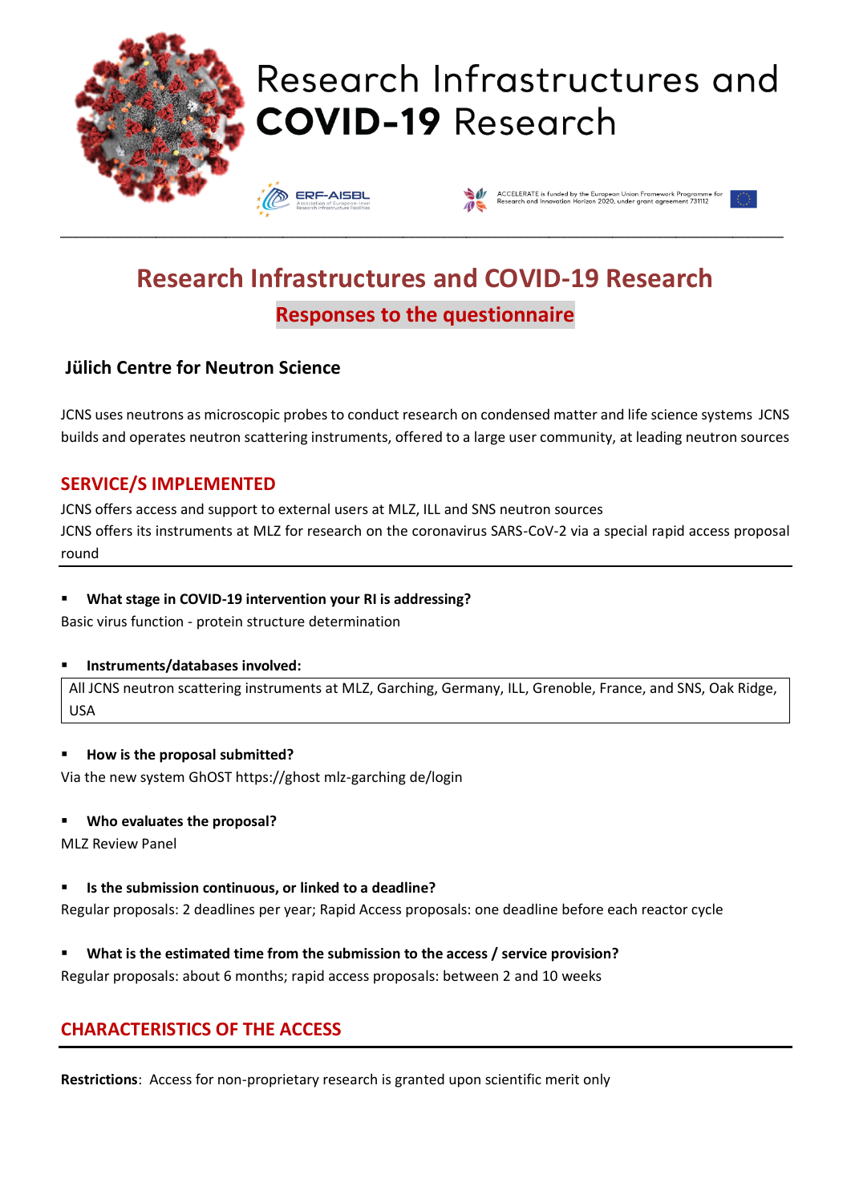# Research Infrastructures and COVID-19 Research

ERF-AISBL Association of European-level Research Infrastructure Facilities

ACCELERATE is funded by the European Union Framework Programme for Research and Innovation Horizon 2020, under grant agreement 731112

## Research Infrastructures and COVID-19 Research

### Responses to the questionnaire

### Jülich Centre for Neutron Science

JCNS uses neutrons as microscopic probes to conduct research on condensed matter and life science systems JCNS builds and operates neutron scattering instruments, offered to a large user community, at leading neutron sources

## SERVICE/S IMPLEMENTED

JCNS offers access and support to external users at MLZ, ILL and SNS neutron sources
JCNS offers its instruments at MLZ for research on the coronavirus SARS-CoV-2 via a special rapid access proposal round

- **What stage in COVID-19 intervention your RI is addressing?**

Basic virus function - protein structure determination

- **Instruments/databases involved:**

All JCNS neutron scattering instruments at MLZ, Garching, Germany, ILL, Grenoble, France, and SNS, Oak Ridge, USA

- **How is the proposal submitted?**

Via the new system GhOST https://ghost mlz-garching de/login

- **Who evaluates the proposal?**

MLZ Review Panel

- **Is the submission continuous, or linked to a deadline?**

Regular proposals: 2 deadlines per year; Rapid Access proposals: one deadline before each reactor cycle

- **What is the estimated time from the submission to the access / service provision?**

Regular proposals: about 6 months; rapid access proposals: between 2 and 10 weeks

## CHARACTERISTICS OF THE ACCESS

**Restrictions**: Access for non-proprietary research is granted upon scientific merit only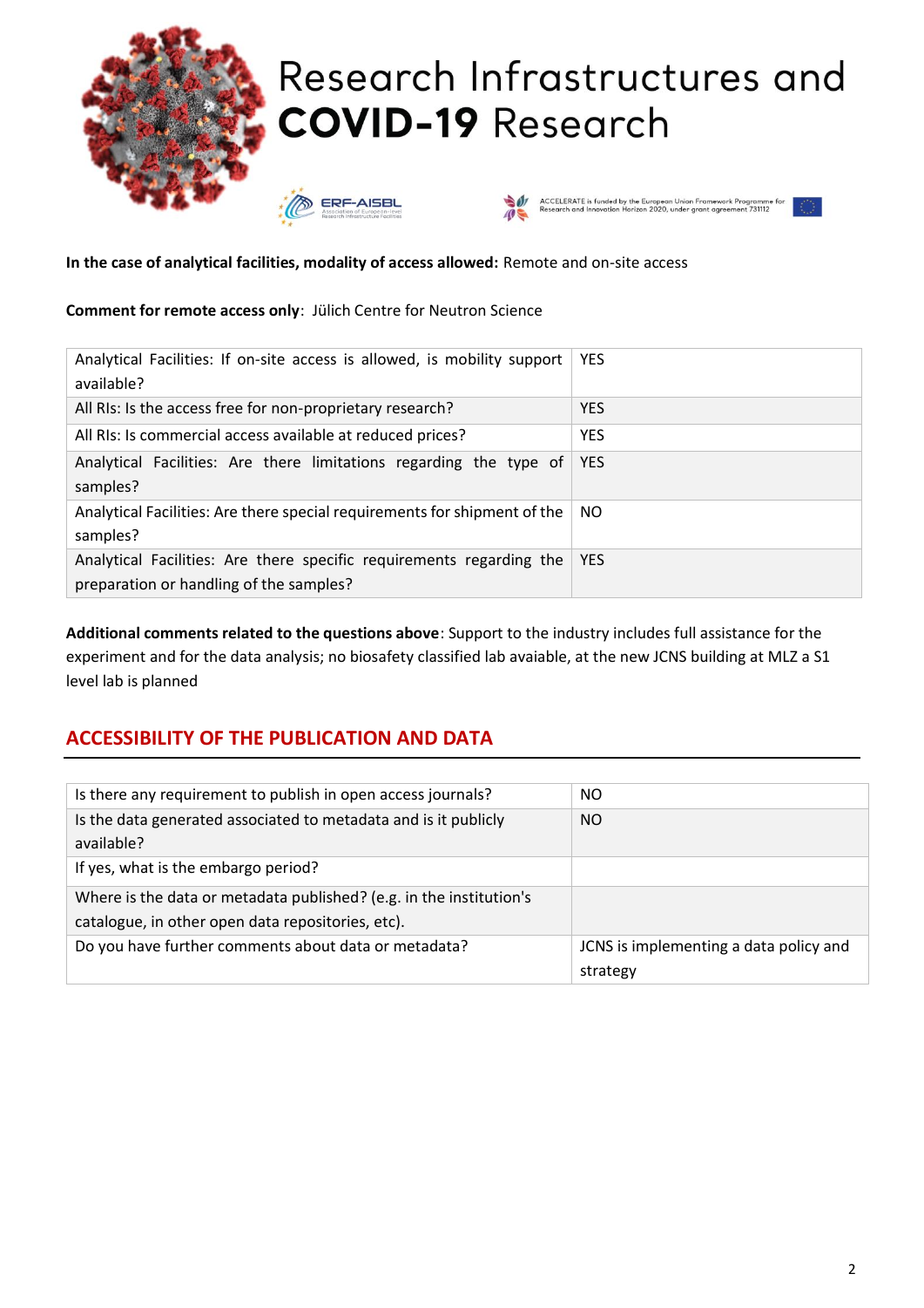# Research Infrastructures and **COVID-19** Research

ERF-AISBL Association of European-level Research Infrastructure Facilities

ACCELERATE is funded by the European Union Framework Programme for Research and Innovation Horizon 2020, under grant agreement 731112

**In the case of analytical facilities, modality of access allowed:** Remote and on-site access

**Comment for remote access only**: Jülich Centre for Neutron Science

| | |
|---|---|
| Analytical Facilities: If on-site access is allowed, is mobility support available? | YES |
| All RIs: Is the access free for non-proprietary research? | YES |
| All RIs: Is commercial access available at reduced prices? | YES |
| Analytical Facilities: Are there limitations regarding the type of samples? | YES |
| Analytical Facilities: Are there special requirements for shipment of the samples? | NO |
| Analytical Facilities: Are there specific requirements regarding the preparation or handling of the samples? | YES |

**Additional comments related to the questions above**: Support to the industry includes full assistance for the experiment and for the data analysis; no biosafety classified lab avaiable, at the new JCNS building at MLZ a S1 level lab is planned

## ACCESSIBILITY OF THE PUBLICATION AND DATA

| | |
|---|---|
| Is there any requirement to publish in open access journals? | NO |
| Is the data generated associated to metadata and is it publicly available? | NO |
| If yes, what is the embargo period? | |
| Where is the data or metadata published? (e.g. in the institution's catalogue, in other open data repositories, etc). | |
| Do you have further comments about data or metadata? | JCNS is implementing a data policy and strategy |